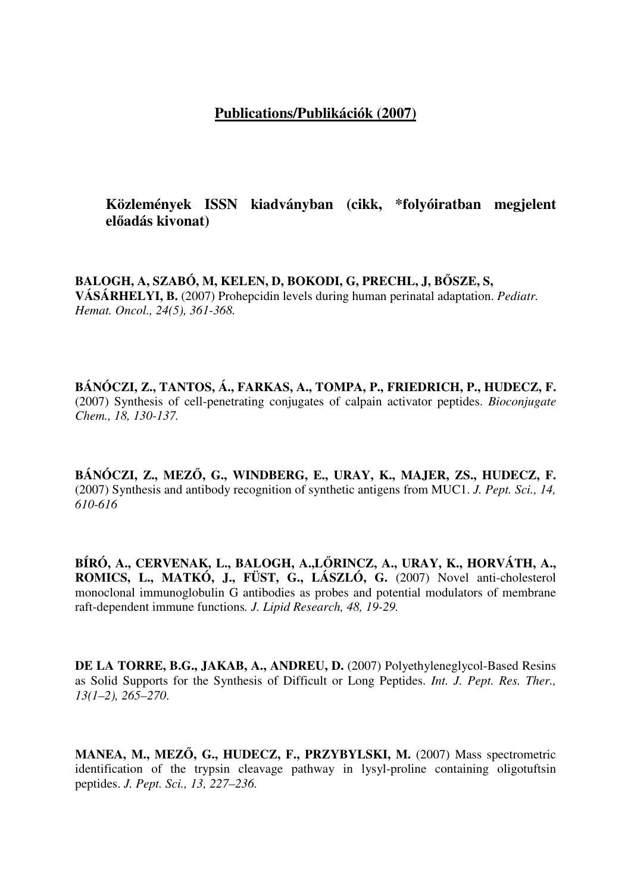# Publications/Publikációk (2007)

## Közlemények ISSN kiadványban (cikk, *folyóiratban megjelent előadás kivonat)

**BALOGH, A, SZABÓ, M, KELEN, D, BOKODI, G, PRECHL, J, BŐSZE, S, VÁSÁRHELYI, B.** (2007) Prohepcidin levels during human perinatal adaptation. *Pediatr. Hemat. Oncol., 24(5), 361-368.*

**BÁNÓCZI, Z., TANTOS, Á., FARKAS, A., TOMPA, P., FRIEDRICH, P., HUDECZ, F.** (2007) Synthesis of cell-penetrating conjugates of calpain activator peptides. *Bioconjugate Chem., 18, 130-137.*

**BÁNÓCZI, Z., MEZŐ, G., WINDBERG, E., URAY, K., MAJER, ZS., HUDECZ, F.** (2007) Synthesis and antibody recognition of synthetic antigens from MUC1. *J. Pept. Sci., 14, 610-616*

**BÍRÓ, A., CERVENAK, L., BALOGH, A.,LŐRINCZ, A., URAY, K., HORVÁTH, A., ROMICS, L., MATKÓ, J., FÜST, G., LÁSZLÓ, G.** (2007) Novel anti-cholesterol monoclonal immunoglobulin G antibodies as probes and potential modulators of membrane raft-dependent immune functions*. J. Lipid Research, 48, 19-29.*

**DE LA TORRE, B.G., JAKAB, A., ANDREU, D.** (2007) Polyethyleneglycol-Based Resins as Solid Supports for the Synthesis of Difficult or Long Peptides. *Int. J. Pept. Res. Ther., 13(1–2), 265–270.*

**MANEA, M., MEZŐ, G., HUDECZ, F., PRZYBYLSKI, M.** (2007) Mass spectrometric identification of the trypsin cleavage pathway in lysyl-proline containing oligotuftsin peptides. *J. Pept. Sci., 13, 227–236.*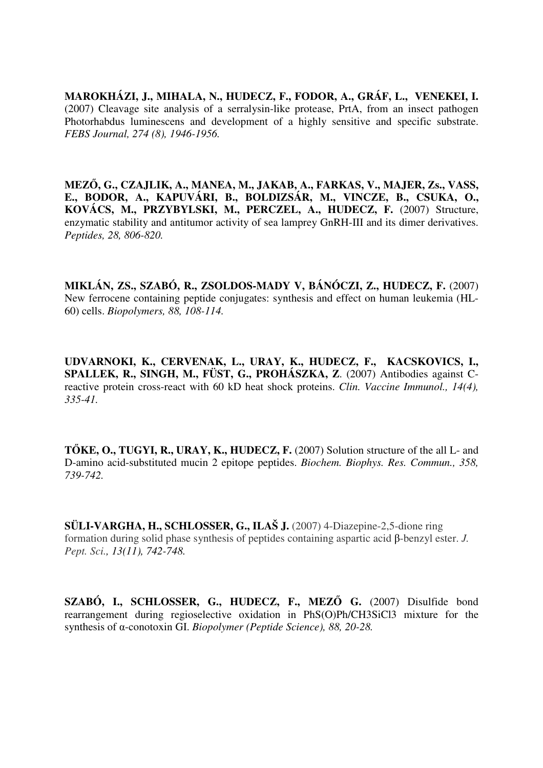**MAROKHÁZI, J., MIHALA, N., HUDECZ, F., FODOR, A., GRÁF, L., VENEKEI, I.** (2007) Cleavage site analysis of a serralysin-like protease, PrtA, from an insect pathogen Photorhabdus luminescens and development of a highly sensitive and specific substrate. *FEBS Journal, 274 (8), 1946-1956.*

**MEZŐ, G., CZAJLIK, A., MANEA, M., JAKAB, A., FARKAS, V., MAJER, Zs., VASS, E., BODOR, A., KAPUVÁRI, B., BOLDIZSÁR, M., VINCZE, B., CSUKA, O., KOVÁCS, M., PRZYBYLSKI, M., PERCZEL, A., HUDECZ, F.** (2007) Structure, enzymatic stability and antitumor activity of sea lamprey GnRH-III and its dimer derivatives. *Peptides, 28, 806-820.*

**MIKLÁN, ZS., SZABÓ, R., ZSOLDOS-MADY V, BÁNÓCZI, Z., HUDECZ, F.** (2007) New ferrocene containing peptide conjugates: synthesis and effect on human leukemia (HL-60) cells. *Biopolymers, 88, 108-114.*

**UDVARNOKI, K., CERVENAK, L., URAY, K., HUDECZ, F., KACSKOVICS, I., SPALLEK, R., SINGH, M., FÜST, G., PROHÁSZKA, Z**. (2007) Antibodies against C-reactive protein cross-react with 60 kD heat shock proteins. *Clin. Vaccine Immunol., 14(4), 335-41.*

**TŐKE, O., TUGYI, R., URAY, K., HUDECZ, F.** (2007) Solution structure of the all L- and D-amino acid-substituted mucin 2 epitope peptides. *Biochem. Biophys. Res. Commun., 358, 739-742.*

**SÜLI-VARGHA, H., SCHLOSSER, G., ILAŠ J.** (2007) 4-Diazepine-2,5-dione ring formation during solid phase synthesis of peptides containing aspartic acid β-benzyl ester. *J. Pept. Sci., 13(11), 742-748.*

**SZABÓ, I., SCHLOSSER, G., HUDECZ, F., MEZŐ G.** (2007) Disulfide bond rearrangement during regioselective oxidation in PhS(O)Ph/$CH_3SiCl_3$ mixture for the synthesis of α-conotoxin GI. *Biopolymer (Peptide Science), 88, 20-28.*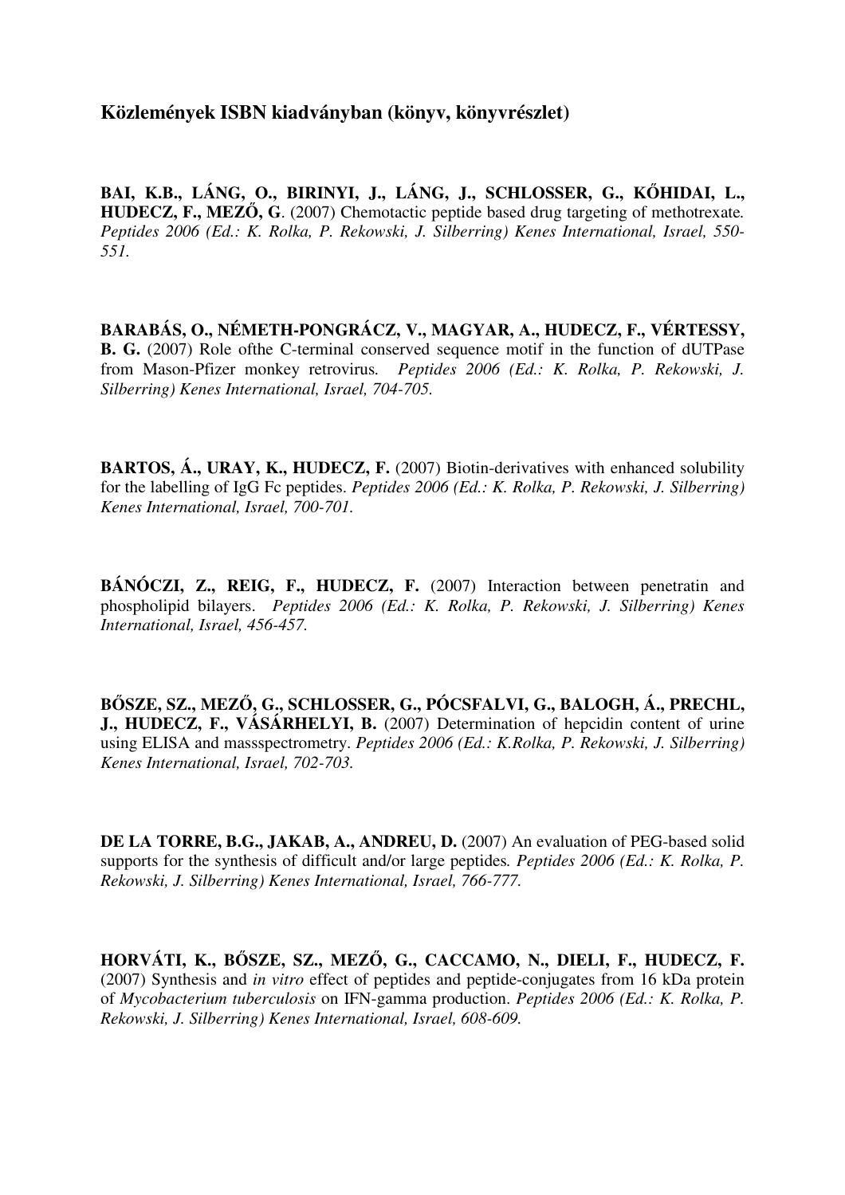**Közlemények ISBN kiadványban (könyv, könyvrészlet)**

**BAI, K.B., LÁNG, O., BIRINYI, J., LÁNG, J., SCHLOSSER, G., KŐHIDAI, L., HUDECZ, F., MEZŐ, G**. (2007) Chemotactic peptide based drug targeting of methotrexate. *Peptides 2006 (Ed.: K. Rolka, P. Rekowski, J. Silberring) Kenes International, Israel, 550-551.*

**BARABÁS, O., NÉMETH-PONGRÁCZ, V., MAGYAR, A., HUDECZ, F., VÉRTESSY, B. G.** (2007) Role ofthe C-terminal conserved sequence motif in the function of dUTPase from Mason-Pfizer monkey retrovirus. *Peptides 2006 (Ed.: K. Rolka, P. Rekowski, J. Silberring) Kenes International, Israel, 704-705.*

**BARTOS, Á., URAY, K., HUDECZ, F.** (2007) Biotin-derivatives with enhanced solubility for the labelling of IgG Fc peptides. *Peptides 2006 (Ed.: K. Rolka, P. Rekowski, J. Silberring) Kenes International, Israel, 700-701.*

**BÁNÓCZI, Z., REIG, F., HUDECZ, F.** (2007) Interaction between penetratin and phospholipid bilayers. *Peptides 2006 (Ed.: K. Rolka, P. Rekowski, J. Silberring) Kenes International, Israel, 456-457.*

**BŐSZE, SZ., MEZŐ, G., SCHLOSSER, G., PÓCSFALVI, G., BALOGH, Á., PRECHL, J., HUDECZ, F., VÁSÁRHELYI, B.** (2007) Determination of hepcidin content of urine using ELISA and massspectrometry. *Peptides 2006 (Ed.: K.Rolka, P. Rekowski, J. Silberring) Kenes International, Israel, 702-703.*

**DE LA TORRE, B.G., JAKAB, A., ANDREU, D.** (2007) An evaluation of PEG-based solid supports for the synthesis of difficult and/or large peptides. *Peptides 2006 (Ed.: K. Rolka, P. Rekowski, J. Silberring) Kenes International, Israel, 766-777.*

**HORVÁTI, K., BŐSZE, SZ., MEZŐ, G., CACCAMO, N., DIELI, F., HUDECZ, F.** (2007) Synthesis and *in vitro* effect of peptides and peptide-conjugates from 16 kDa protein of *Mycobacterium tuberculosis* on IFN-gamma production. *Peptides 2006 (Ed.: K. Rolka, P. Rekowski, J. Silberring) Kenes International, Israel, 608-609.*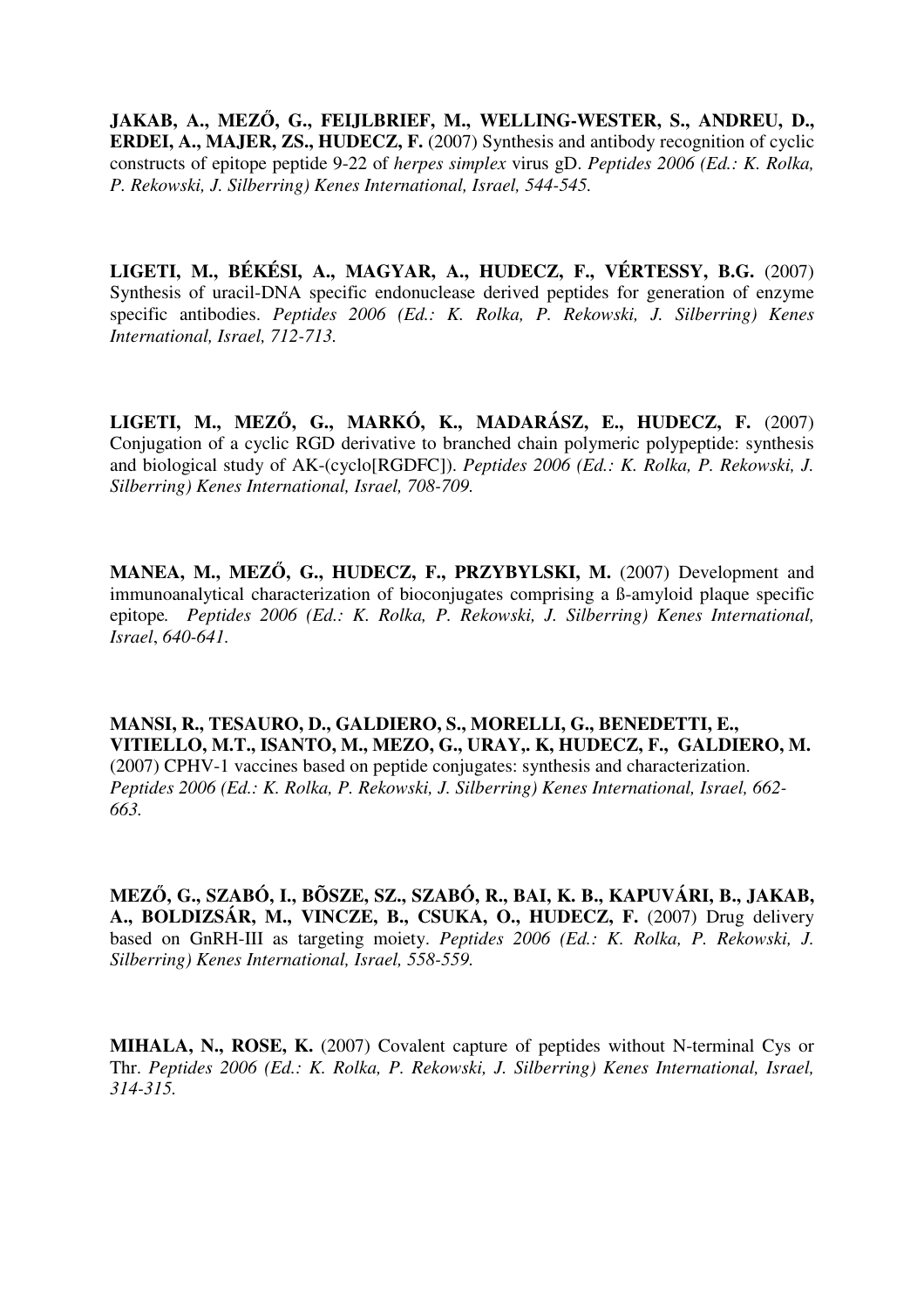**JAKAB, A., MEZŐ, G., FEIJLBRIEF, M., WELLING-WESTER, S., ANDREU, D., ERDEI, A., MAJER, ZS., HUDECZ, F.** (2007) Synthesis and antibody recognition of cyclic constructs of epitope peptide 9-22 of *herpes simplex* virus gD. *Peptides 2006 (Ed.: K. Rolka, P. Rekowski, J. Silberring) Kenes International, Israel, 544-545.*

**LIGETI, M., BÉKÉSI, A., MAGYAR, A., HUDECZ, F., VÉRTESSY, B.G.** (2007) Synthesis of uracil-DNA specific endonuclease derived peptides for generation of enzyme specific antibodies. *Peptides 2006 (Ed.: K. Rolka, P. Rekowski, J. Silberring) Kenes International, Israel, 712-713.*

**LIGETI, M., MEZŐ, G., MARKÓ, K., MADARÁSZ, E., HUDECZ, F.** (2007) Conjugation of a cyclic RGD derivative to branched chain polymeric polypeptide: synthesis and biological study of AK-(cyclo[RGDFC]). *Peptides 2006 (Ed.: K. Rolka, P. Rekowski, J. Silberring) Kenes International, Israel, 708-709.*

**MANEA, M., MEZŐ, G., HUDECZ, F., PRZYBYLSKI, M.** (2007) Development and immunoanalytical characterization of bioconjugates comprising a ß-amyloid plaque specific epitope*. Peptides 2006 (Ed.: K. Rolka, P. Rekowski, J. Silberring) Kenes International, Israel*, *640-641.*

**MANSI, R., TESAURO, D., GALDIERO, S., MORELLI, G., BENEDETTI, E., VITIELLO, M.T., ISANTO, M., MEZO, G., URAY,. K, HUDECZ, F., GALDIERO, M.** (2007) CPHV-1 vaccines based on peptide conjugates: synthesis and characterization. *Peptides 2006 (Ed.: K. Rolka, P. Rekowski, J. Silberring) Kenes International, Israel, 662-663.*

**MEZŐ, G., SZABÓ, I., BÕSZE, SZ., SZABÓ, R., BAI, K. B., KAPUVÁRI, B., JAKAB, A., BOLDIZSÁR, M., VINCZE, B., CSUKA, O., HUDECZ, F.** (2007) Drug delivery based on GnRH-III as targeting moiety. *Peptides 2006 (Ed.: K. Rolka, P. Rekowski, J. Silberring) Kenes International, Israel, 558-559.*

**MIHALA, N., ROSE, K.** (2007) Covalent capture of peptides without N-terminal Cys or Thr. *Peptides 2006 (Ed.: K. Rolka, P. Rekowski, J. Silberring) Kenes International, Israel, 314-315.*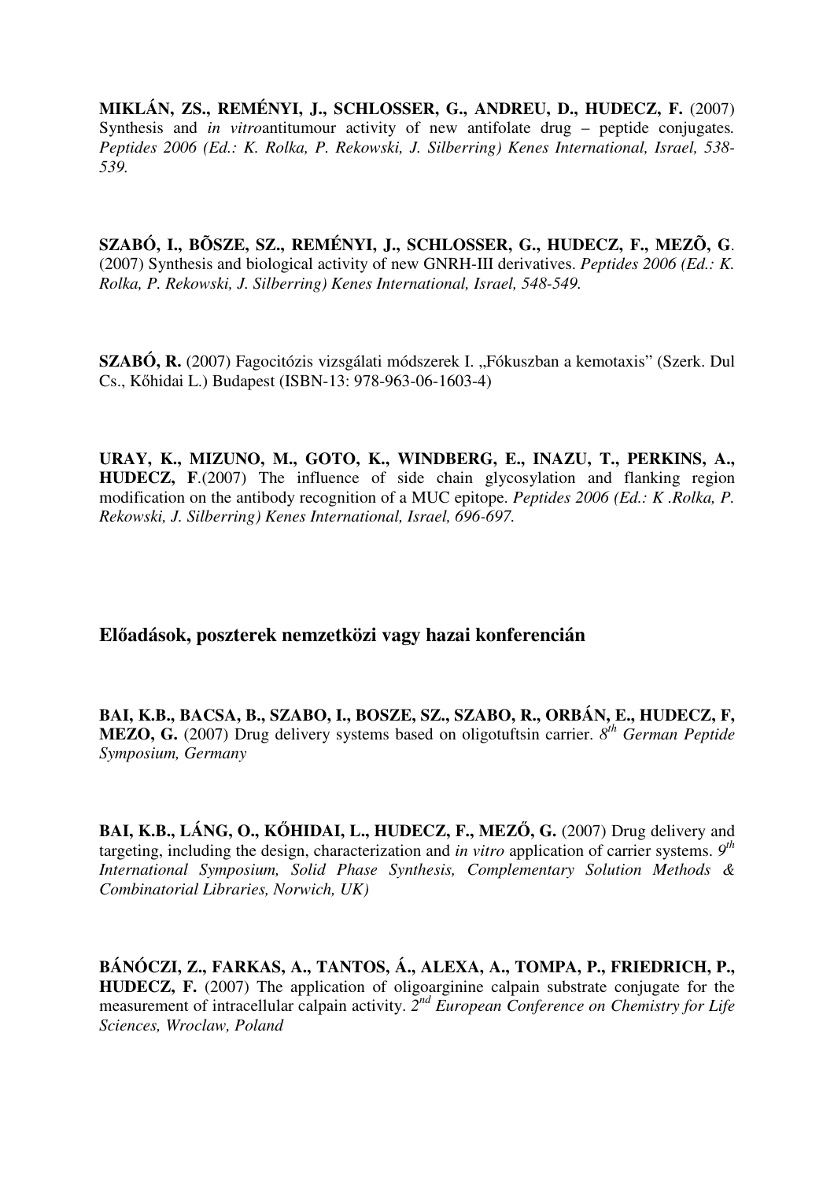**MIKLÁN, ZS., REMÉNYI, J., SCHLOSSER, G., ANDREU, D., HUDECZ, F.** (2007) Synthesis and *in vitro*antitumour activity of new antifolate drug – peptide conjugates. *Peptides 2006 (Ed.: K. Rolka, P. Rekowski, J. Silberring) Kenes International, Israel, 538-539.*

**SZABÓ, I., BÕSZE, SZ., REMÉNYI, J., SCHLOSSER, G., HUDECZ, F., MEZÕ, G**. (2007) Synthesis and biological activity of new GNRH-III derivatives. *Peptides 2006 (Ed.: K. Rolka, P. Rekowski, J. Silberring) Kenes International, Israel, 548-549.*

**SZABÓ, R.** (2007) Fagocitózis vizsgálati módszerek I. „Fókuszban a kemotaxis" (Szerk. Dul Cs., Kőhidai L.) Budapest (ISBN-13: 978-963-06-1603-4)

**URAY, K., MIZUNO, M., GOTO, K., WINDBERG, E., INAZU, T., PERKINS, A., HUDECZ, F**.(2007) The influence of side chain glycosylation and flanking region modification on the antibody recognition of a MUC epitope. *Peptides 2006 (Ed.: K .Rolka, P. Rekowski, J. Silberring) Kenes International, Israel, 696-697.*

## Előadások, poszterek nemzetközi vagy hazai konferencián

**BAI, K.B., BACSA, B., SZABO, I., BOSZE, SZ., SZABO, R., ORBÁN, E., HUDECZ, F, MEZO, G.** (2007) Drug delivery systems based on oligotuftsin carrier. *8th German Peptide Symposium, Germany*

**BAI, K.B., LÁNG, O., KŐHIDAI, L., HUDECZ, F., MEZŐ, G.** (2007) Drug delivery and targeting, including the design, characterization and *in vitro* application of carrier systems. *9th International Symposium, Solid Phase Synthesis, Complementary Solution Methods & Combinatorial Libraries, Norwich, UK)*

**BÁNÓCZI, Z., FARKAS, A., TANTOS, Á., ALEXA, A., TOMPA, P., FRIEDRICH, P., HUDECZ, F.** (2007) The application of oligoarginine calpain substrate conjugate for the measurement of intracellular calpain activity. *2nd European Conference on Chemistry for Life Sciences, Wroclaw, Poland*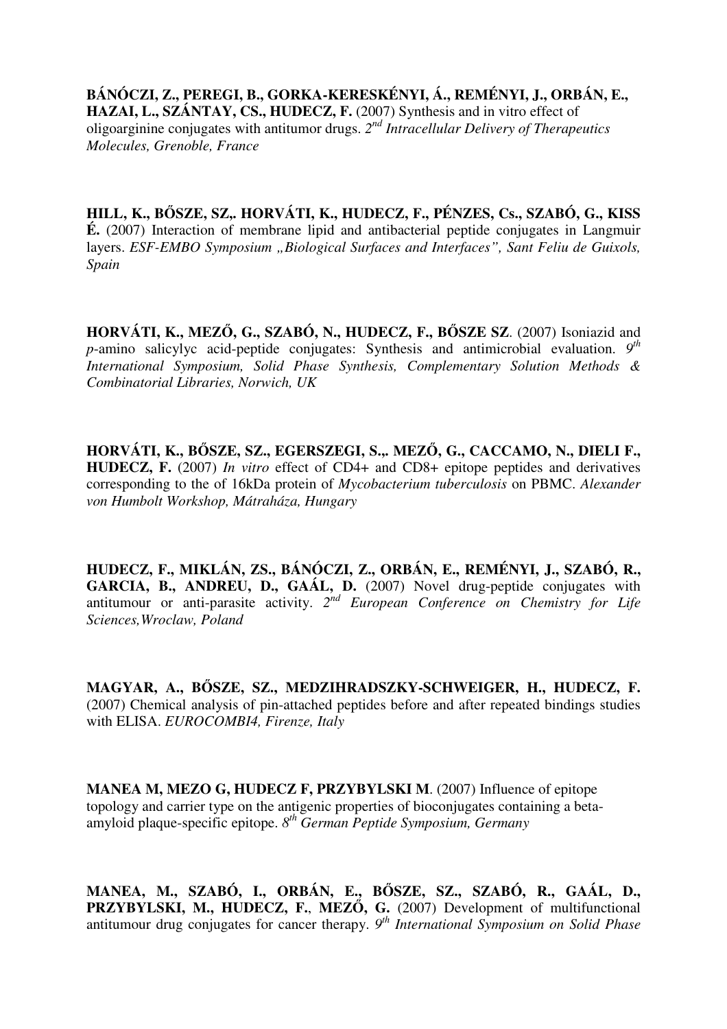**BÁNÓCZI, Z., PEREGI, B., GORKA-KERESKÉNYI, Á., REMÉNYI, J., ORBÁN, E., HAZAI, L., SZÁNTAY, CS., HUDECZ, F.** (2007) Synthesis and in vitro effect of oligoarginine conjugates with antitumor drugs. *2nd Intracellular Delivery of Therapeutics Molecules, Grenoble, France*

**HILL, K., BŐSZE, SZ,. HORVÁTI, K., HUDECZ, F., PÉNZES, Cs., SZABÓ, G., KISS É.** (2007) Interaction of membrane lipid and antibacterial peptide conjugates in Langmuir layers. *ESF-EMBO Symposium „Biological Surfaces and Interfaces", Sant Feliu de Guixols, Spain*

**HORVÁTI, K., MEZŐ, G., SZABÓ, N., HUDECZ, F., BŐSZE SZ**. (2007) Isoniazid and *p*-amino salicylyc acid-peptide conjugates: Synthesis and antimicrobial evaluation. *9th International Symposium, Solid Phase Synthesis, Complementary Solution Methods & Combinatorial Libraries, Norwich, UK*

**HORVÁTI, K., BŐSZE, SZ., EGERSZEGI, S.,. MEZŐ, G., CACCAMO, N., DIELI F., HUDECZ, F.** (2007) *In vitro* effect of CD4+ and CD8+ epitope peptides and derivatives corresponding to the of 16kDa protein of *Mycobacterium tuberculosis* on PBMC. *Alexander von Humbolt Workshop, Mátraháza, Hungary*

**HUDECZ, F., MIKLÁN, ZS., BÁNÓCZI, Z., ORBÁN, E., REMÉNYI, J., SZABÓ, R., GARCIA, B., ANDREU, D., GAÁL, D.** (2007) Novel drug-peptide conjugates with antitumour or anti-parasite activity. *2nd European Conference on Chemistry for Life Sciences,Wroclaw, Poland*

**MAGYAR, A., BŐSZE, SZ., MEDZIHRADSZKY-SCHWEIGER, H., HUDECZ, F.** (2007) Chemical analysis of pin-attached peptides before and after repeated bindings studies with ELISA. *EUROCOMBI4, Firenze, Italy*

**MANEA M, MEZO G, HUDECZ F, PRZYBYLSKI M**. (2007) Influence of epitope topology and carrier type on the antigenic properties of bioconjugates containing a beta-amyloid plaque-specific epitope. *8th German Peptide Symposium, Germany*

**MANEA, M., SZABÓ, I., ORBÁN, E., BŐSZE, SZ., SZABÓ, R., GAÁL, D., PRZYBYLSKI, M., HUDECZ, F.**, **MEZŐ, G.** (2007) Development of multifunctional antitumour drug conjugates for cancer therapy. *9th International Symposium on Solid Phase*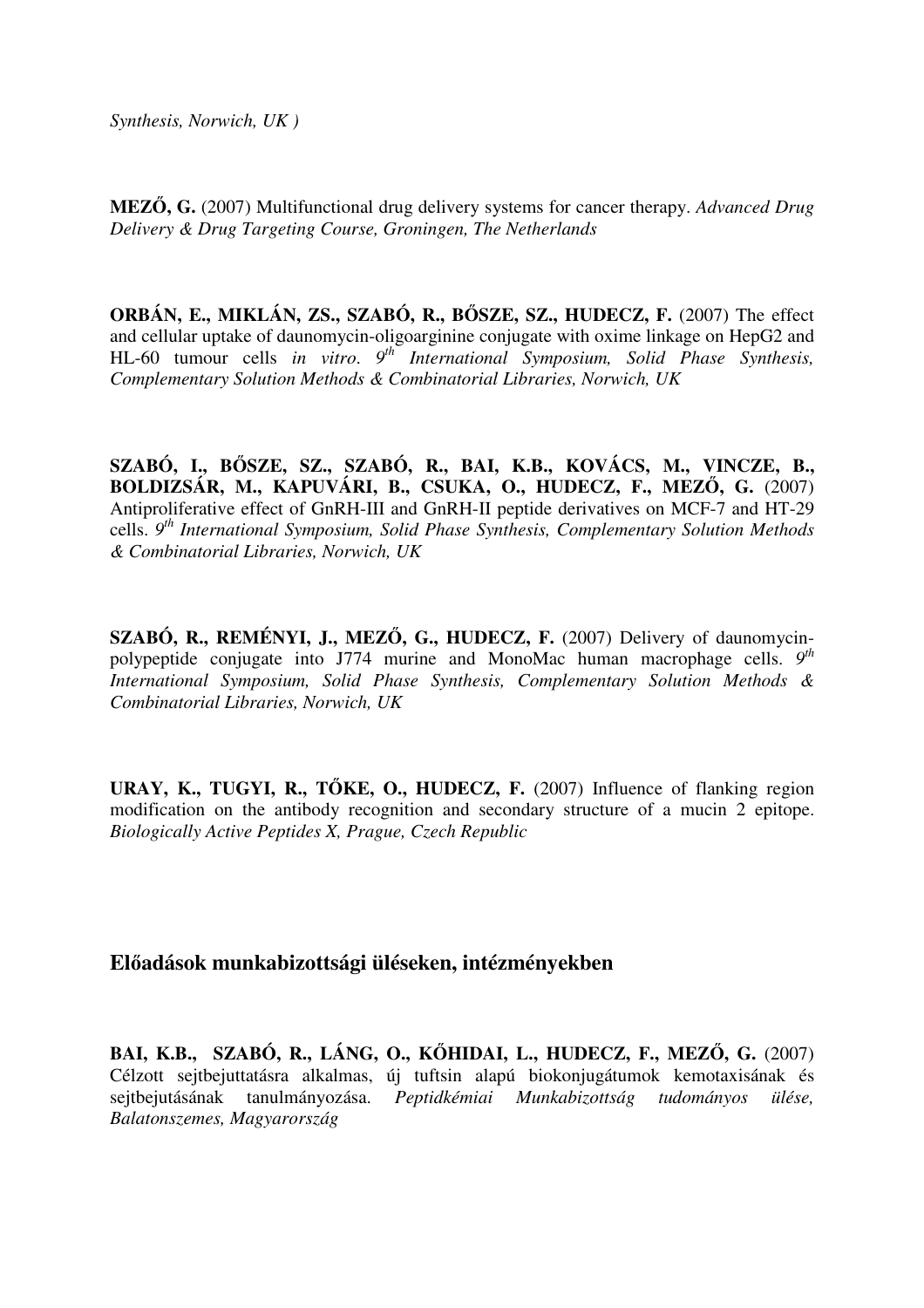*Synthesis, Norwich, UK )*

**MEZŐ, G.** (2007) Multifunctional drug delivery systems for cancer therapy. *Advanced Drug Delivery & Drug Targeting Course, Groningen, The Netherlands*

**ORBÁN, E., MIKLÁN, ZS., SZABÓ, R., BŐSZE, SZ., HUDECZ, F.** (2007) The effect and cellular uptake of daunomycin-oligoarginine conjugate with oxime linkage on HepG2 and HL-60 tumour cells *in vitro*. *9th International Symposium, Solid Phase Synthesis, Complementary Solution Methods & Combinatorial Libraries, Norwich, UK*

**SZABÓ, I., BŐSZE, SZ., SZABÓ, R., BAI, K.B., KOVÁCS, M., VINCZE, B., BOLDIZSÁR, M., KAPUVÁRI, B., CSUKA, O., HUDECZ, F., MEZŐ, G.** (2007) Antiproliferative effect of GnRH-III and GnRH-II peptide derivatives on MCF-7 and HT-29 cells. *9th International Symposium, Solid Phase Synthesis, Complementary Solution Methods & Combinatorial Libraries, Norwich, UK*

**SZABÓ, R., REMÉNYI, J., MEZŐ, G., HUDECZ, F.** (2007) Delivery of daunomycin-polypeptide conjugate into J774 murine and MonoMac human macrophage cells. *9th International Symposium, Solid Phase Synthesis, Complementary Solution Methods & Combinatorial Libraries, Norwich, UK*

**URAY, K., TUGYI, R., TŐKE, O., HUDECZ, F.** (2007) Influence of flanking region modification on the antibody recognition and secondary structure of a mucin 2 epitope. *Biologically Active Peptides X, Prague, Czech Republic*

## Előadások munkabizottsági üléseken, intézményekben

**BAI, K.B., SZABÓ, R., LÁNG, O., KŐHIDAI, L., HUDECZ, F., MEZŐ, G.** (2007) Célzott sejtbejuttatásra alkalmas, új tuftsin alapú biokonjugátumok kemotaxisának és sejtbejutásának tanulmányozása. *Peptidkémiai Munkabizottság tudományos ülése, Balatonszemes, Magyarország*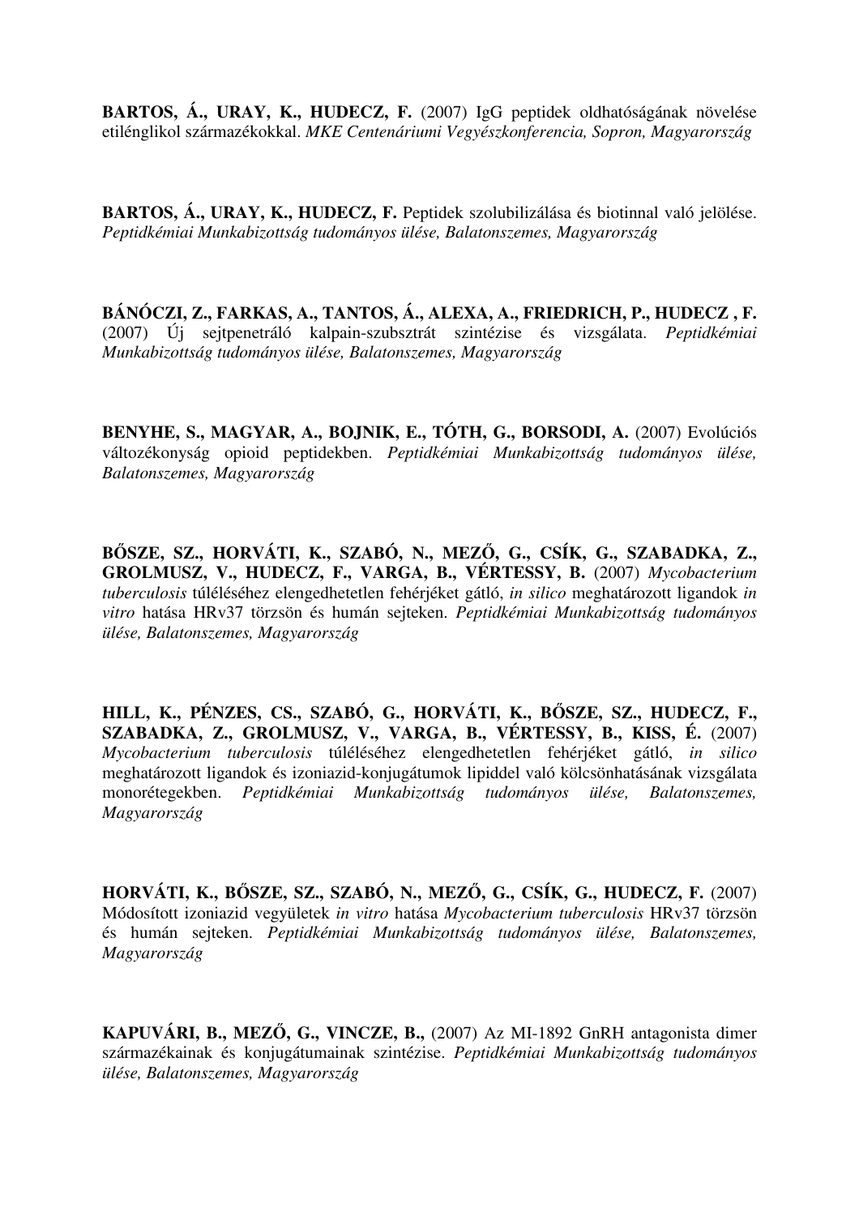**BARTOS, Á., URAY, K., HUDECZ, F.** (2007) IgG peptidek oldhatóságának növelése etilénglikol származékokkal. *MKE Centenáriumi Vegyészkonferencia, Sopron, Magyarország*

**BARTOS, Á., URAY, K., HUDECZ, F.** Peptidek szolubilizálása és biotinnal való jelölése. *Peptidkémiai Munkabizottság tudományos ülése, Balatonszemes, Magyarország*

**BÁNÓCZI, Z., FARKAS, A., TANTOS, Á., ALEXA, A., FRIEDRICH, P., HUDECZ , F.** (2007) Új sejtpenetráló kalpain-szubsztrát szintézise és vizsgálata. *Peptidkémiai Munkabizottság tudományos ülése, Balatonszemes, Magyarország*

**BENYHE, S., MAGYAR, A., BOJNIK, E., TÓTH, G., BORSODI, A.** (2007) Evolúciós változékonyság opioid peptidekben. *Peptidkémiai Munkabizottság tudományos ülése, Balatonszemes, Magyarország*

**BŐSZE, SZ., HORVÁTI, K., SZABÓ, N., MEZŐ, G., CSÍK, G., SZABADKA, Z., GROLMUSZ, V., HUDECZ, F., VARGA, B., VÉRTESSY, B.** (2007) *Mycobacterium tuberculosis* túléléséhez elengedhetetlen fehérjéket gátló, *in silico* meghatározott ligandok *in vitro* hatása HRv37 törzsön és humán sejteken. *Peptidkémiai Munkabizottság tudományos ülése, Balatonszemes, Magyarország*

**HILL, K., PÉNZES, CS., SZABÓ, G., HORVÁTI, K., BŐSZE, SZ., HUDECZ, F., SZABADKA, Z., GROLMUSZ, V., VARGA, B., VÉRTESSY, B., KISS, É.** (2007) *Mycobacterium tuberculosis* túléléséhez elengedhetetlen fehérjéket gátló, *in silico* meghatározott ligandok és izoniazid-konjugátumok lipiddel való kölcsönhatásának vizsgálata monorétegekben. *Peptidkémiai Munkabizottság tudományos ülése, Balatonszemes, Magyarország*

**HORVÁTI, K., BŐSZE, SZ., SZABÓ, N., MEZŐ, G., CSÍK, G., HUDECZ, F.** (2007) Módosított izoniazid vegyületek *in vitro* hatása *Mycobacterium tuberculosis* HRv37 törzsön és humán sejteken. *Peptidkémiai Munkabizottság tudományos ülése, Balatonszemes, Magyarország*

**KAPUVÁRI, B., MEZŐ, G., VINCZE, B.,** (2007) Az MI-1892 GnRH antagonista dimer származékainak és konjugátumainak szintézise. *Peptidkémiai Munkabizottság tudományos ülése, Balatonszemes, Magyarország*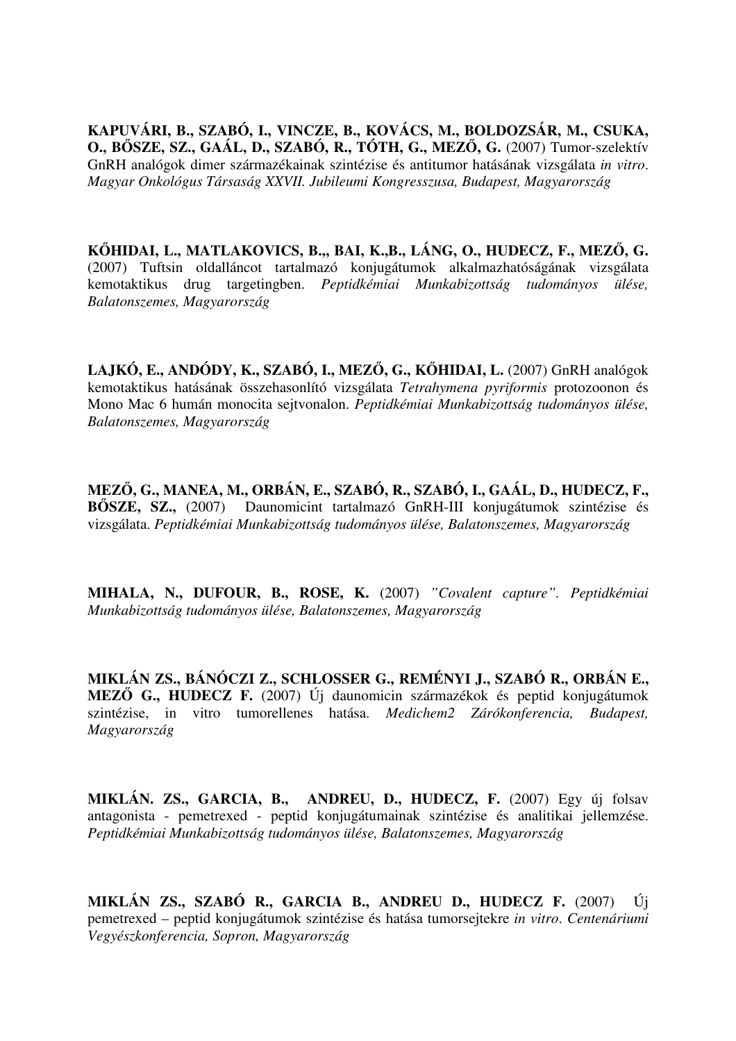**KAPUVÁRI, B., SZABÓ, I., VINCZE, B., KOVÁCS, M., BOLDOZSÁR, M., CSUKA, O., BŐSZE, SZ., GAÁL, D., SZABÓ, R., TÓTH, G., MEZŐ, G.** (2007) Tumor-szelektív GnRH analógok dimer származékainak szintézise és antitumor hatásának vizsgálata *in vitro*. *Magyar Onkológus Társaság XXVII. Jubileumi Kongresszusa, Budapest, Magyarország*

**KŐHIDAI, L., MATLAKOVICS, B.,, BAI, K.,B., LÁNG, O., HUDECZ, F., MEZŐ, G.** (2007) Tuftsin oldalláncot tartalmazó konjugátumok alkalmazhatóságának vizsgálata kemotaktikus drug targetingben. *Peptidkémiai Munkabizottság tudományos ülése, Balatonszemes, Magyarország*

**LAJKÓ, E., ANDÓDY, K., SZABÓ, I., MEZŐ, G., KŐHIDAI, L.** (2007) GnRH analógok kemotaktikus hatásának összehasonlító vizsgálata *Tetrahymena pyriformis* protozoonon és Mono Mac 6 humán monocita sejtvonalon. *Peptidkémiai Munkabizottság tudományos ülése, Balatonszemes, Magyarország*

**MEZŐ, G., MANEA, M., ORBÁN, E., SZABÓ, R., SZABÓ, I., GAÁL, D., HUDECZ, F., BŐSZE, SZ.,** (2007) Daunomicint tartalmazó GnRH-III konjugátumok szintézise és vizsgálata. *Peptidkémiai Munkabizottság tudományos ülése, Balatonszemes, Magyarország*

**MIHALA, N., DUFOUR, B., ROSE, K.** (2007) *"Covalent capture". Peptidkémiai Munkabizottság tudományos ülése, Balatonszemes, Magyarország*

**MIKLÁN ZS., BÁNÓCZI Z., SCHLOSSER G., REMÉNYI J., SZABÓ R., ORBÁN E., MEZŐ G., HUDECZ F.** (2007) Új daunomicin származékok és peptid konjugátumok szintézise, in vitro tumorellenes hatása. *Medichem2 Zárókonferencia, Budapest, Magyarország*

**MIKLÁN. ZS., GARCIA, B., ANDREU, D., HUDECZ, F.** (2007) Egy új folsav antagonista - pemetrexed - peptid konjugátumainak szintézise és analitikai jellemzése. *Peptidkémiai Munkabizottság tudományos ülése, Balatonszemes, Magyarország*

**MIKLÁN ZS., SZABÓ R., GARCIA B., ANDREU D., HUDECZ F.** (2007) Új pemetrexed – peptid konjugátumok szintézise és hatása tumorsejtekre *in vitro*. *Centenáriumi Vegyészkonferencia, Sopron, Magyarország*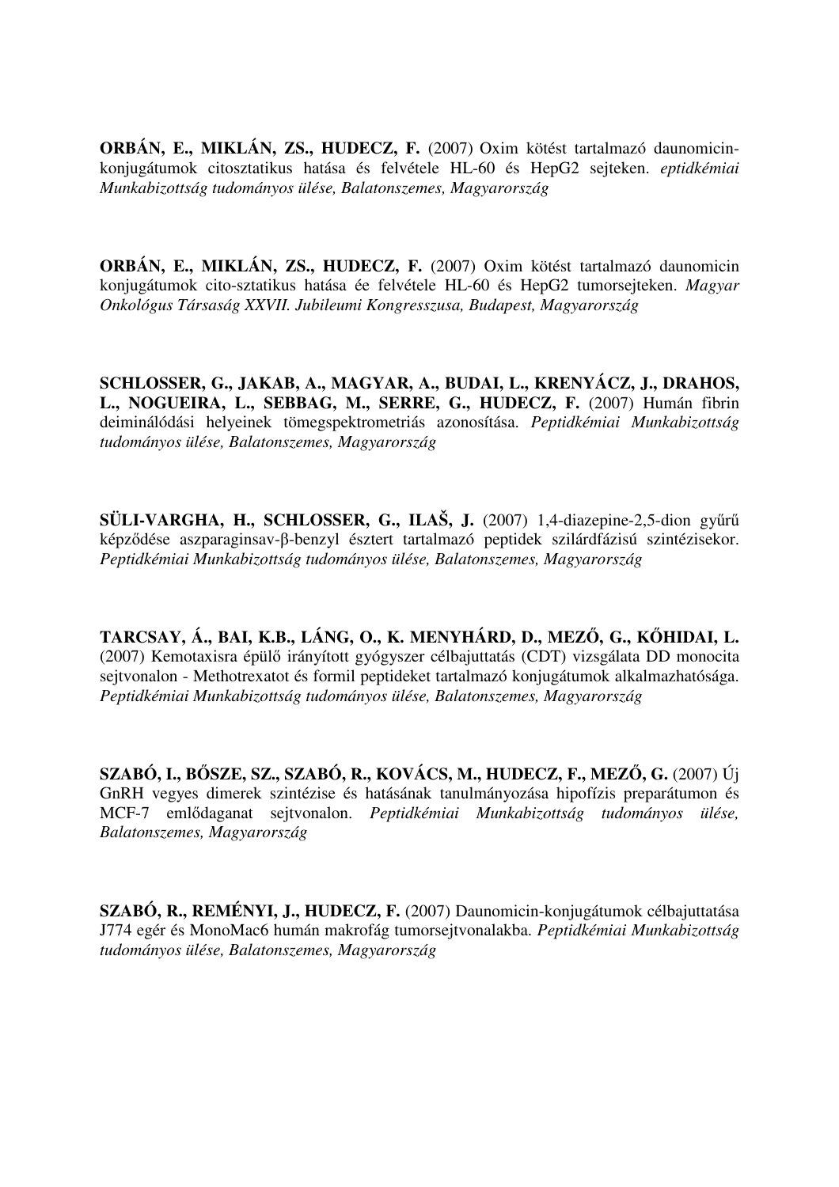**ORBÁN, E., MIKLÁN, ZS., HUDECZ, F.** (2007) Oxim kötést tartalmazó daunomicin-konjugátumok citosztatikus hatása és felvétele HL-60 és HepG2 sejteken. *eptidkémiai Munkabizottság tudományos ülése, Balatonszemes, Magyarország*

**ORBÁN, E., MIKLÁN, ZS., HUDECZ, F.** (2007) Oxim kötést tartalmazó daunomicin konjugátumok cito-sztatikus hatása ée felvétele HL-60 és HepG2 tumorsejteken. *Magyar Onkológus Társaság XXVII. Jubileumi Kongresszusa, Budapest, Magyarország*

**SCHLOSSER, G., JAKAB, A., MAGYAR, A., BUDAI, L., KRENYÁCZ, J., DRAHOS, L., NOGUEIRA, L., SEBBAG, M., SERRE, G., HUDECZ, F.** (2007) Humán fibrin deiminálódási helyeinek tömegspektrometriás azonosítása. *Peptidkémiai Munkabizottság tudományos ülése, Balatonszemes, Magyarország*

**SÜLI-VARGHA, H., SCHLOSSER, G., ILAŠ, J.** (2007) 1,4-diazepine-2,5-dion gyűrű képződése aszparaginsav-β-benzyl észtert tartalmazó peptidek szilárdfázisú szintézisekor. *Peptidkémiai Munkabizottság tudományos ülése, Balatonszemes, Magyarország*

**TARCSAY, Á., BAI, K.B., LÁNG, O., K. MENYHÁRD, D., MEZŐ, G., KŐHIDAI, L.** (2007) Kemotaxisra épülő irányított gyógyszer célbajuttatás (CDT) vizsgálata DD monocita sejtvonalon - Methotrexatot és formil peptideket tartalmazó konjugátumok alkalmazhatósága. *Peptidkémiai Munkabizottság tudományos ülése, Balatonszemes, Magyarország*

**SZABÓ, I., BŐSZE, SZ., SZABÓ, R., KOVÁCS, M., HUDECZ, F., MEZŐ, G.** (2007) Új GnRH vegyes dimerek szintézise és hatásának tanulmányozása hipofízis preparátumon és MCF-7 emlődaganat sejtvonalon. *Peptidkémiai Munkabizottság tudományos ülése, Balatonszemes, Magyarország*

**SZABÓ, R., REMÉNYI, J., HUDECZ, F.** (2007) Daunomicin-konjugátumok célbajuttatása J774 egér és MonoMac6 humán makrofág tumorsejtvonalakba. *Peptidkémiai Munkabizottság tudományos ülése, Balatonszemes, Magyarország*